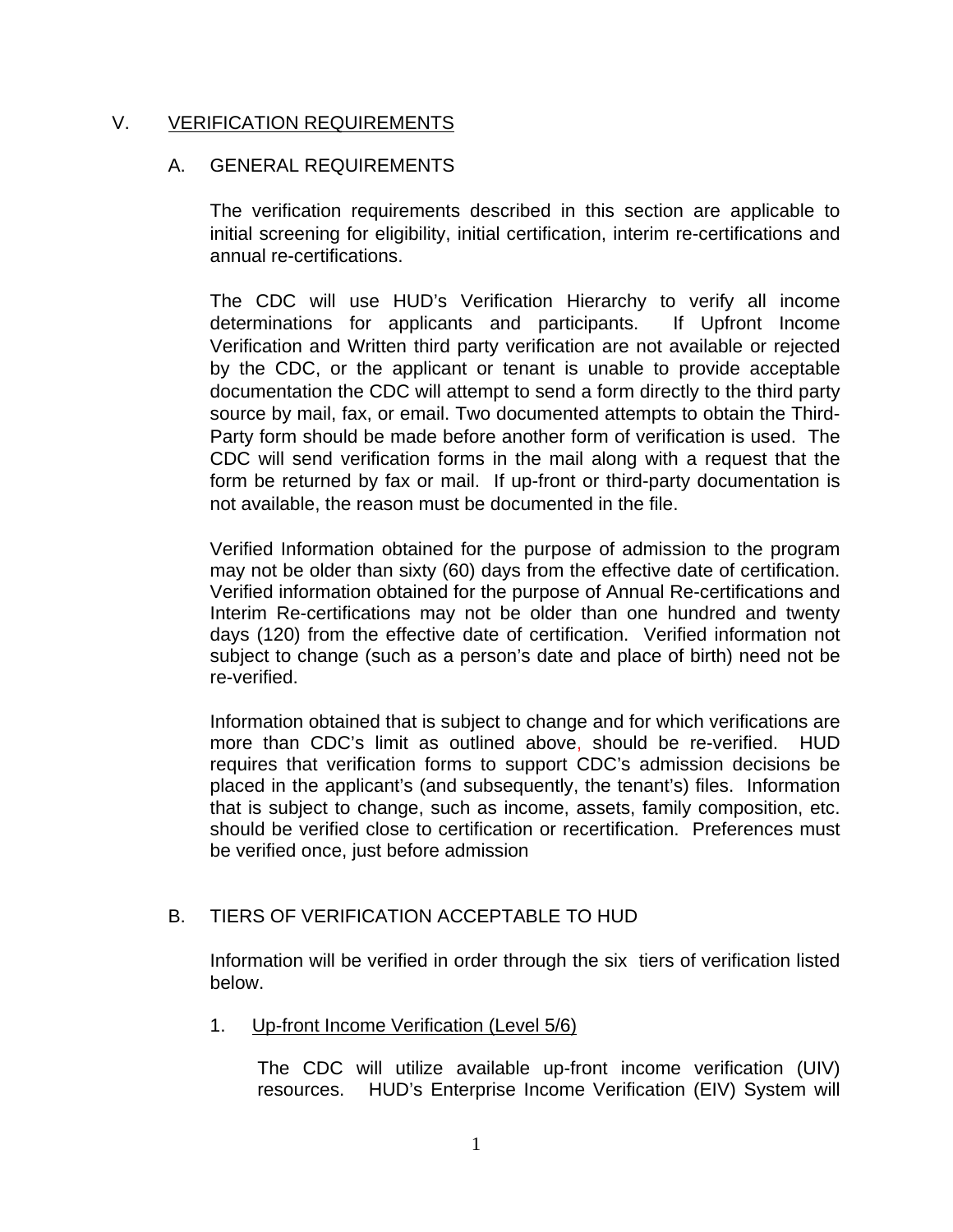# V. VERIFICATION REQUIREMENTS

## A. GENERAL REQUIREMENTS

The verification requirements described in this section are applicable to initial screening for eligibility, initial certification, interim re-certifications and annual re-certifications.

The CDC will use HUD's Verification Hierarchy to verify all income determinations for applicants and participants. If Upfront Income Verification and Written third party verification are not available or rejected by the CDC, or the applicant or tenant is unable to provide acceptable documentation the CDC will attempt to send a form directly to the third party source by mail, fax, or email. Two documented attempts to obtain the Third-Party form should be made before another form of verification is used. The CDC will send verification forms in the mail along with a request that the form be returned by fax or mail. If up-front or third-party documentation is not available, the reason must be documented in the file.

Verified Information obtained for the purpose of admission to the program may not be older than sixty (60) days from the effective date of certification. Verified information obtained for the purpose of Annual Re-certifications and Interim Re-certifications may not be older than one hundred and twenty days (120) from the effective date of certification. Verified information not subject to change (such as a person's date and place of birth) need not be re-verified.

Information obtained that is subject to change and for which verifications are more than CDC's limit as outlined above, should be re-verified. HUD requires that verification forms to support CDC's admission decisions be placed in the applicant's (and subsequently, the tenant's) files. Information that is subject to change, such as income, assets, family composition, etc. should be verified close to certification or recertification. Preferences must be verified once, just before admission

## B. TIERS OF VERIFICATION ACCEPTABLE TO HUD

Information will be verified in order through the six tiers of verification listed below.

1. Up-front Income Verification (Level 5/6)

   The CDC will utilize available up-front income verification (UIV) resources. HUD's Enterprise Income Verification (EIV) System will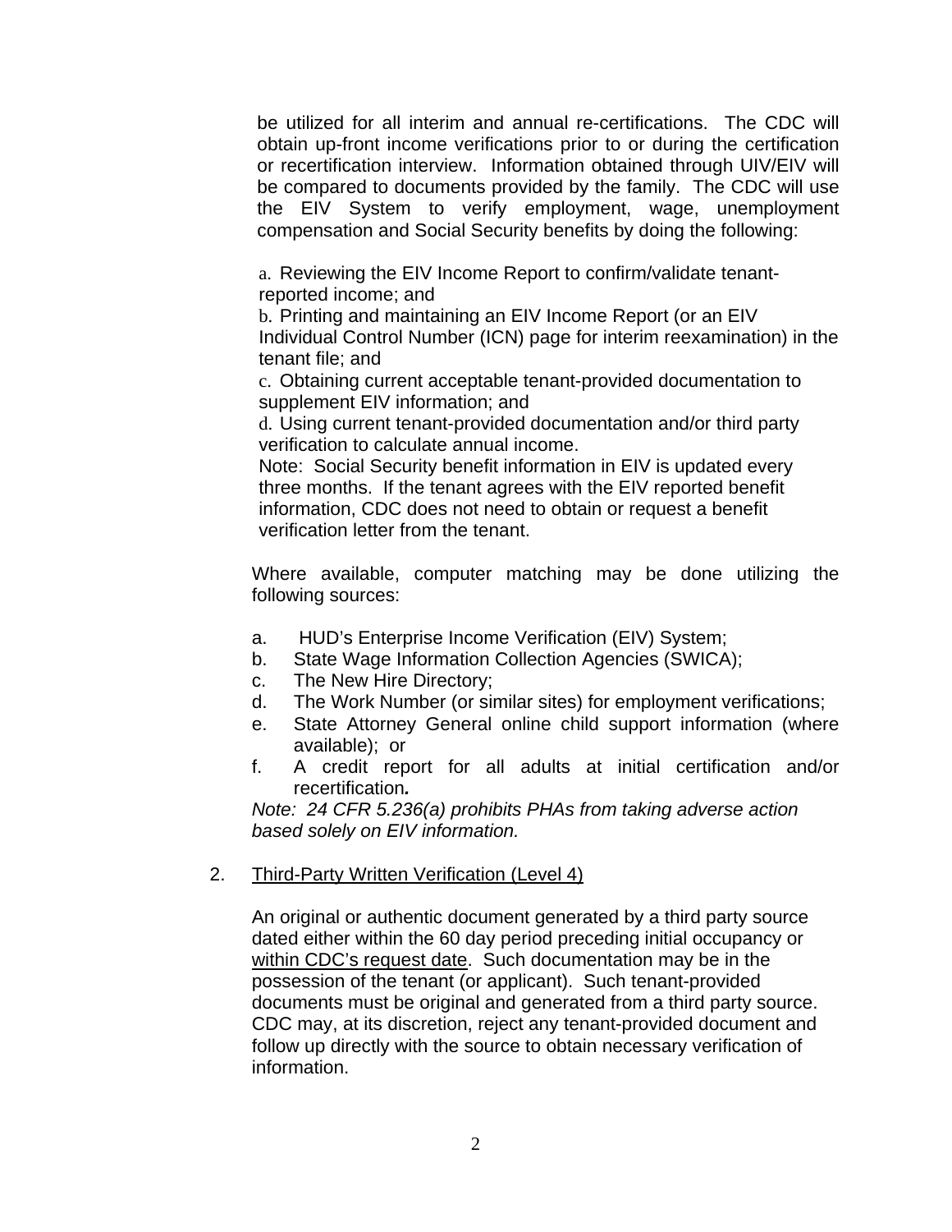be utilized for all interim and annual re-certifications. The CDC will obtain up-front income verifications prior to or during the certification or recertification interview. Information obtained through UIV/EIV will be compared to documents provided by the family. The CDC will use the EIV System to verify employment, wage, unemployment compensation and Social Security benefits by doing the following:

a. Reviewing the EIV Income Report to confirm/validate tenant-reported income; and
b. Printing and maintaining an EIV Income Report (or an EIV Individual Control Number (ICN) page for interim reexamination) in the tenant file; and
c. Obtaining current acceptable tenant-provided documentation to supplement EIV information; and
d. Using current tenant-provided documentation and/or third party verification to calculate annual income.
Note: Social Security benefit information in EIV is updated every three months. If the tenant agrees with the EIV reported benefit information, CDC does not need to obtain or request a benefit verification letter from the tenant.

Where available, computer matching may be done utilizing the following sources:

a. HUD's Enterprise Income Verification (EIV) System;
b. State Wage Information Collection Agencies (SWICA);
c. The New Hire Directory;
d. The Work Number (or similar sites) for employment verifications;
e. State Attorney General online child support information (where available); or
f. A credit report for all adults at initial certification and/or recertification.

*Note: 24 CFR 5.236(a) prohibits PHAs from taking adverse action based solely on EIV information.*

2. Third-Party Written Verification (Level 4)

An original or authentic document generated by a third party source dated either within the 60 day period preceding initial occupancy or within CDC's request date. Such documentation may be in the possession of the tenant (or applicant). Such tenant-provided documents must be original and generated from a third party source. CDC may, at its discretion, reject any tenant-provided document and follow up directly with the source to obtain necessary verification of information.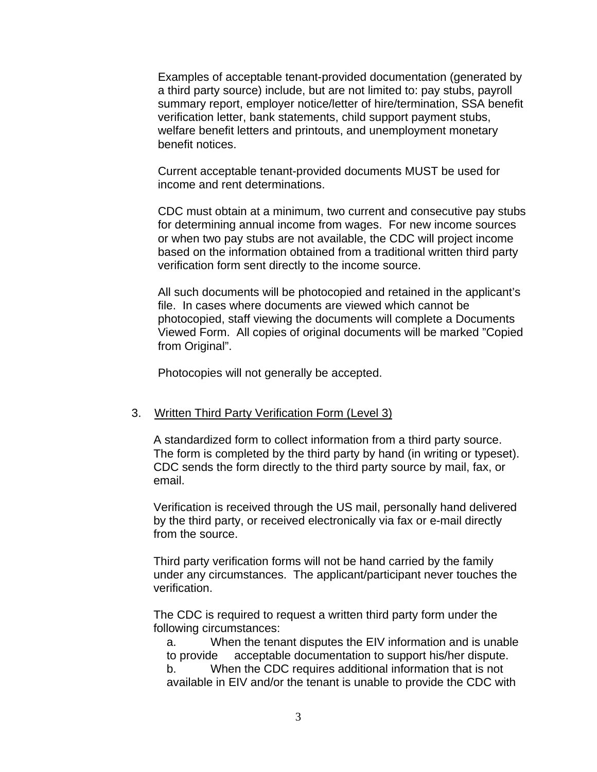Examples of acceptable tenant-provided documentation (generated by a third party source) include, but are not limited to: pay stubs, payroll summary report, employer notice/letter of hire/termination, SSA benefit verification letter, bank statements, child support payment stubs, welfare benefit letters and printouts, and unemployment monetary benefit notices.

Current acceptable tenant-provided documents MUST be used for income and rent determinations.

CDC must obtain at a minimum, two current and consecutive pay stubs for determining annual income from wages. For new income sources or when two pay stubs are not available, the CDC will project income based on the information obtained from a traditional written third party verification form sent directly to the income source.

All such documents will be photocopied and retained in the applicant's file. In cases where documents are viewed which cannot be photocopied, staff viewing the documents will complete a Documents Viewed Form. All copies of original documents will be marked "Copied from Original".

Photocopies will not generally be accepted.

3. Written Third Party Verification Form (Level 3)

A standardized form to collect information from a third party source. The form is completed by the third party by hand (in writing or typeset). CDC sends the form directly to the third party source by mail, fax, or email.

Verification is received through the US mail, personally hand delivered by the third party, or received electronically via fax or e-mail directly from the source.

Third party verification forms will not be hand carried by the family under any circumstances. The applicant/participant never touches the verification.

The CDC is required to request a written third party form under the following circumstances:

a. When the tenant disputes the EIV information and is unable to provide acceptable documentation to support his/her dispute.
b. When the CDC requires additional information that is not available in EIV and/or the tenant is unable to provide the CDC with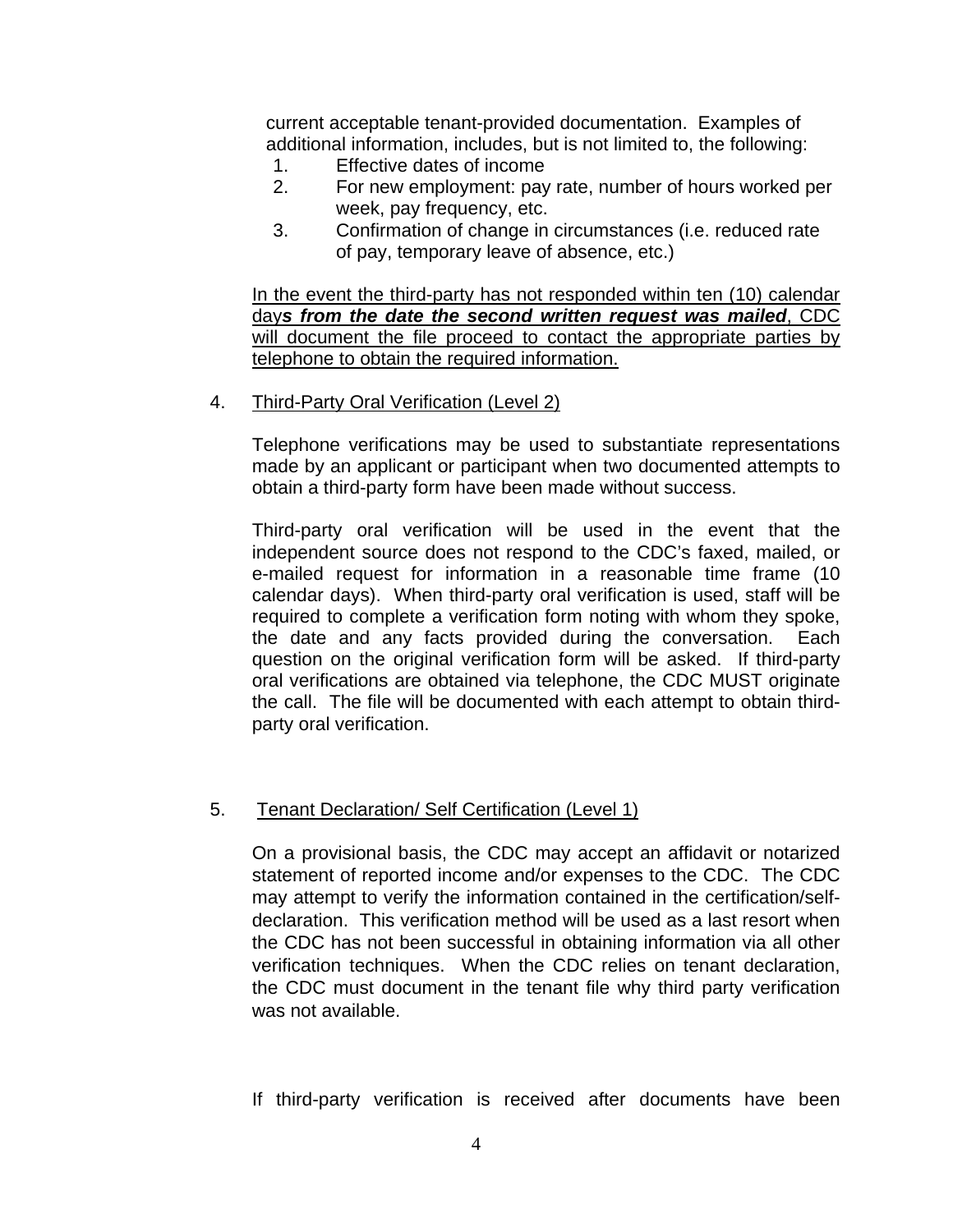current acceptable tenant-provided documentation. Examples of additional information, includes, but is not limited to, the following:

1. Effective dates of income
2. For new employment: pay rate, number of hours worked per week, pay frequency, etc.
3. Confirmation of change in circumstances (i.e. reduced rate of pay, temporary leave of absence, etc.)

<u>In the event the third-party has not responded within ten (10) calendar day***s from the date the second written request was mailed***, CDC will document the file proceed to contact the appropriate parties by telephone to obtain the required information.</u>

4. <u>Third-Party Oral Verification (Level 2)</u>

   Telephone verifications may be used to substantiate representations made by an applicant or participant when two documented attempts to obtain a third-party form have been made without success.

   Third-party oral verification will be used in the event that the independent source does not respond to the CDC's faxed, mailed, or e-mailed request for information in a reasonable time frame (10 calendar days). When third-party oral verification is used, staff will be required to complete a verification form noting with whom they spoke, the date and any facts provided during the conversation. Each question on the original verification form will be asked. If third-party oral verifications are obtained via telephone, the CDC MUST originate the call. The file will be documented with each attempt to obtain third-party oral verification.

5. <u>Tenant Declaration/ Self Certification (Level 1)</u>

   On a provisional basis, the CDC may accept an affidavit or notarized statement of reported income and/or expenses to the CDC. The CDC may attempt to verify the information contained in the certification/self-declaration. This verification method will be used as a last resort when the CDC has not been successful in obtaining information via all other verification techniques. When the CDC relies on tenant declaration, the CDC must document in the tenant file why third party verification was not available.

   If third-party verification is received after documents have been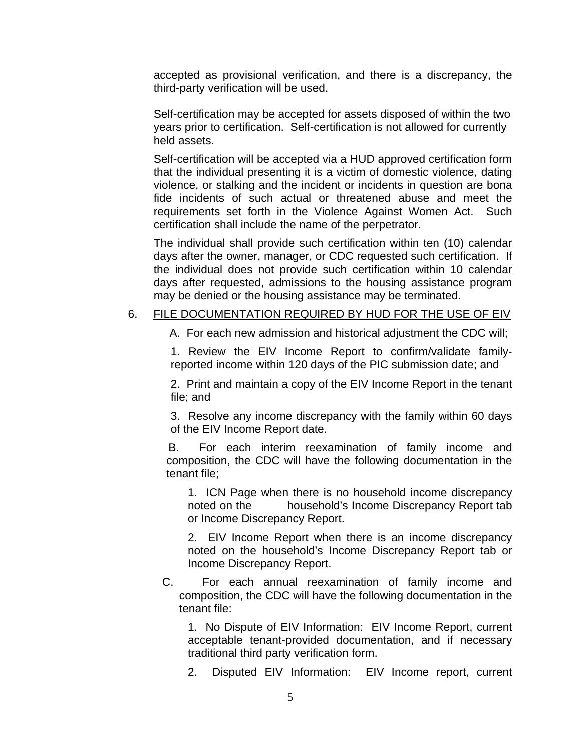accepted as provisional verification, and there is a discrepancy, the third-party verification will be used.

Self-certification may be accepted for assets disposed of within the two years prior to certification. Self-certification is not allowed for currently held assets.

Self-certification will be accepted via a HUD approved certification form that the individual presenting it is a victim of domestic violence, dating violence, or stalking and the incident or incidents in question are bona fide incidents of such actual or threatened abuse and meet the requirements set forth in the Violence Against Women Act. Such certification shall include the name of the perpetrator.

The individual shall provide such certification within ten (10) calendar days after the owner, manager, or CDC requested such certification. If the individual does not provide such certification within 10 calendar days after requested, admissions to the housing assistance program may be denied or the housing assistance may be terminated.

6. <u>FILE DOCUMENTATION REQUIRED BY HUD FOR THE USE OF EIV</u>

A. For each new admission and historical adjustment the CDC will;

1. Review the EIV Income Report to confirm/validate family-reported income within 120 days of the PIC submission date; and

2. Print and maintain a copy of the EIV Income Report in the tenant file; and

3. Resolve any income discrepancy with the family within 60 days of the EIV Income Report date.

B. For each interim reexamination of family income and composition, the CDC will have the following documentation in the tenant file;

1. ICN Page when there is no household income discrepancy noted on the household's Income Discrepancy Report tab or Income Discrepancy Report.

2. EIV Income Report when there is an income discrepancy noted on the household's Income Discrepancy Report tab or Income Discrepancy Report.

C. For each annual reexamination of family income and composition, the CDC will have the following documentation in the tenant file:

1. No Dispute of EIV Information: EIV Income Report, current acceptable tenant-provided documentation, and if necessary traditional third party verification form.

2. Disputed EIV Information: EIV Income report, current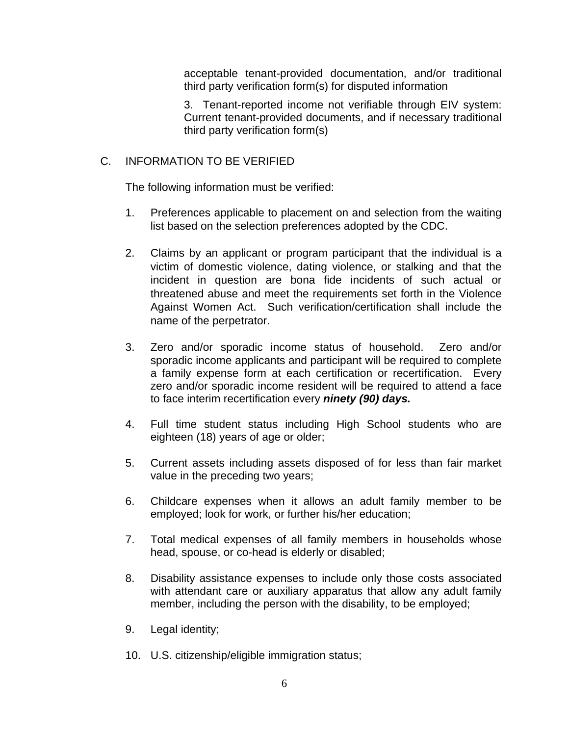acceptable tenant-provided documentation, and/or traditional third party verification form(s) for disputed information

3. Tenant-reported income not verifiable through EIV system: Current tenant-provided documents, and if necessary traditional third party verification form(s)

## C. INFORMATION TO BE VERIFIED

The following information must be verified:

1. Preferences applicable to placement on and selection from the waiting list based on the selection preferences adopted by the CDC.

2. Claims by an applicant or program participant that the individual is a victim of domestic violence, dating violence, or stalking and that the incident in question are bona fide incidents of such actual or threatened abuse and meet the requirements set forth in the Violence Against Women Act. Such verification/certification shall include the name of the perpetrator.

3. Zero and/or sporadic income status of household. Zero and/or sporadic income applicants and participant will be required to complete a family expense form at each certification or recertification. Every zero and/or sporadic income resident will be required to attend a face to face interim recertification every ***ninety (90) days.***

4. Full time student status including High School students who are eighteen (18) years of age or older;

5. Current assets including assets disposed of for less than fair market value in the preceding two years;

6. Childcare expenses when it allows an adult family member to be employed; look for work, or further his/her education;

7. Total medical expenses of all family members in households whose head, spouse, or co-head is elderly or disabled;

8. Disability assistance expenses to include only those costs associated with attendant care or auxiliary apparatus that allow any adult family member, including the person with the disability, to be employed;

9. Legal identity;

10. U.S. citizenship/eligible immigration status;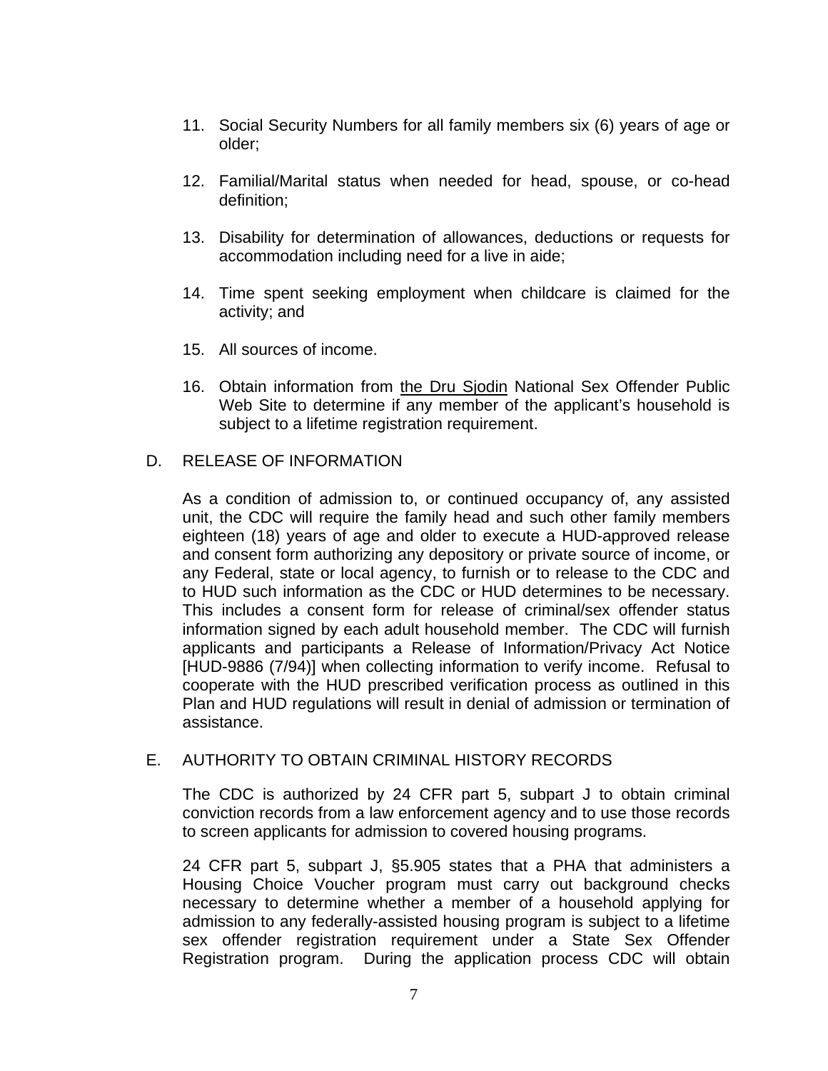11. Social Security Numbers for all family members six (6) years of age or older;

12. Familial/Marital status when needed for head, spouse, or co-head definition;

13. Disability for determination of allowances, deductions or requests for accommodation including need for a live in aide;

14. Time spent seeking employment when childcare is claimed for the activity; and

15. All sources of income.

16. Obtain information from the Dru Sjodin National Sex Offender Public Web Site to determine if any member of the applicant's household is subject to a lifetime registration requirement.

D. RELEASE OF INFORMATION

As a condition of admission to, or continued occupancy of, any assisted unit, the CDC will require the family head and such other family members eighteen (18) years of age and older to execute a HUD-approved release and consent form authorizing any depository or private source of income, or any Federal, state or local agency, to furnish or to release to the CDC and to HUD such information as the CDC or HUD determines to be necessary. This includes a consent form for release of criminal/sex offender status information signed by each adult household member. The CDC will furnish applicants and participants a Release of Information/Privacy Act Notice [HUD-9886 (7/94)] when collecting information to verify income. Refusal to cooperate with the HUD prescribed verification process as outlined in this Plan and HUD regulations will result in denial of admission or termination of assistance.

E. AUTHORITY TO OBTAIN CRIMINAL HISTORY RECORDS

The CDC is authorized by 24 CFR part 5, subpart J to obtain criminal conviction records from a law enforcement agency and to use those records to screen applicants for admission to covered housing programs.

24 CFR part 5, subpart J, §5.905 states that a PHA that administers a Housing Choice Voucher program must carry out background checks necessary to determine whether a member of a household applying for admission to any federally-assisted housing program is subject to a lifetime sex offender registration requirement under a State Sex Offender Registration program. During the application process CDC will obtain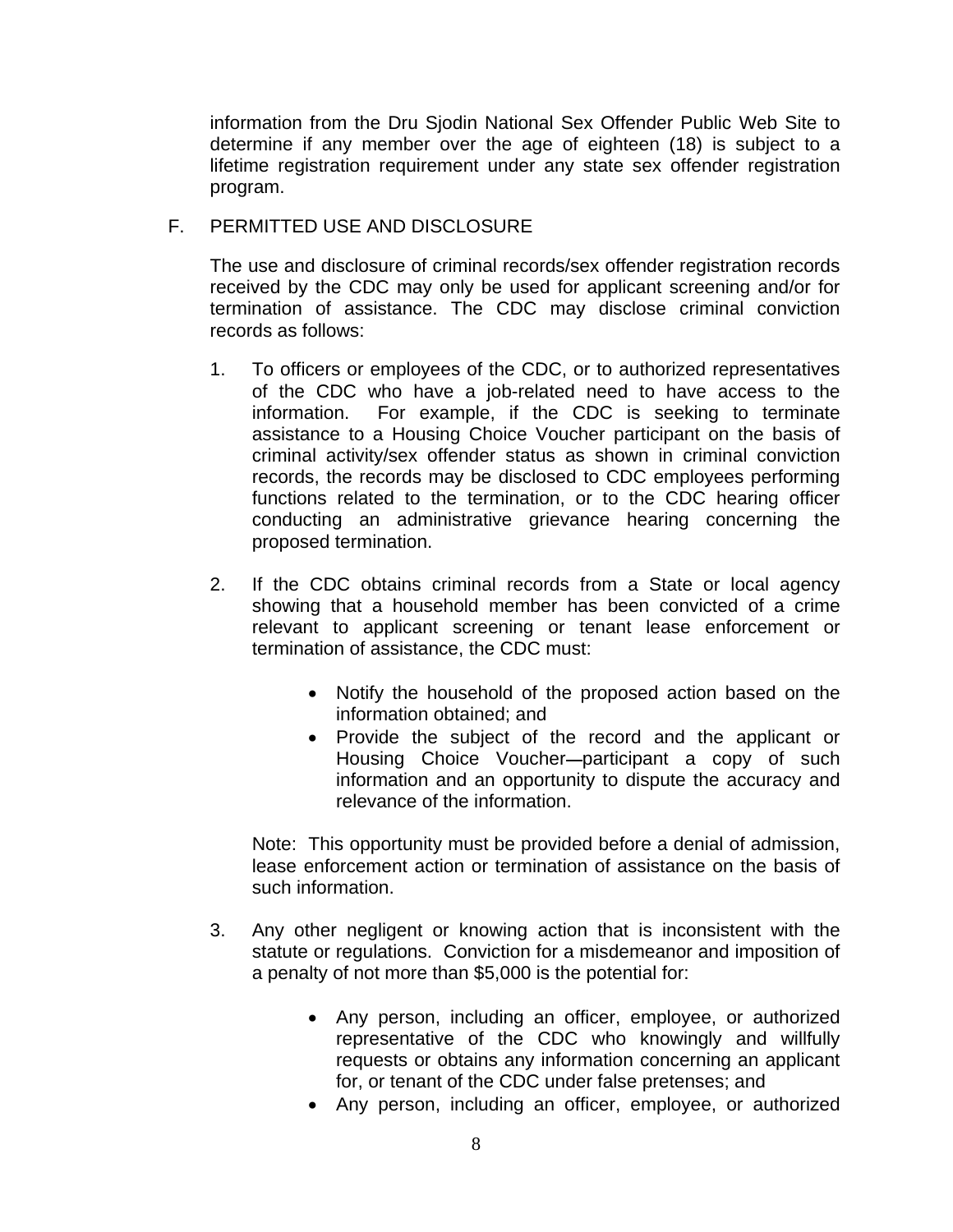information from the Dru Sjodin National Sex Offender Public Web Site to determine if any member over the age of eighteen (18) is subject to a lifetime registration requirement under any state sex offender registration program.

F. PERMITTED USE AND DISCLOSURE

The use and disclosure of criminal records/sex offender registration records received by the CDC may only be used for applicant screening and/or for termination of assistance. The CDC may disclose criminal conviction records as follows:

1. To officers or employees of the CDC, or to authorized representatives of the CDC who have a job-related need to have access to the information. For example, if the CDC is seeking to terminate assistance to a Housing Choice Voucher participant on the basis of criminal activity/sex offender status as shown in criminal conviction records, the records may be disclosed to CDC employees performing functions related to the termination, or to the CDC hearing officer conducting an administrative grievance hearing concerning the proposed termination.

2. If the CDC obtains criminal records from a State or local agency showing that a household member has been convicted of a crime relevant to applicant screening or tenant lease enforcement or termination of assistance, the CDC must:

   - Notify the household of the proposed action based on the information obtained; and
   - Provide the subject of the record and the applicant or Housing Choice Voucher—participant a copy of such information and an opportunity to dispute the accuracy and relevance of the information.

   Note: This opportunity must be provided before a denial of admission, lease enforcement action or termination of assistance on the basis of such information.

3. Any other negligent or knowing action that is inconsistent with the statute or regulations. Conviction for a misdemeanor and imposition of a penalty of not more than $5,000 is the potential for:

   - Any person, including an officer, employee, or authorized representative of the CDC who knowingly and willfully requests or obtains any information concerning an applicant for, or tenant of the CDC under false pretenses; and
   - Any person, including an officer, employee, or authorized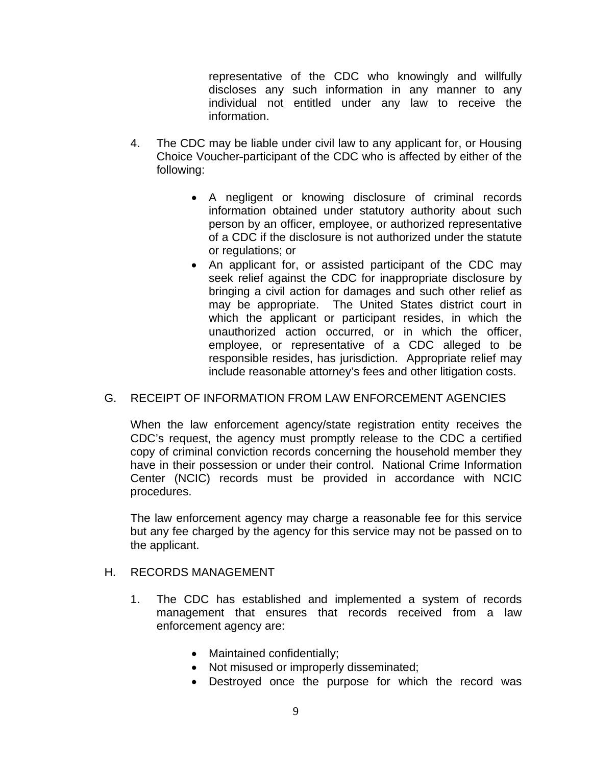representative of the CDC who knowingly and willfully discloses any such information in any manner to any individual not entitled under any law to receive the information.

4. The CDC may be liable under civil law to any applicant for, or Housing Choice Voucher-participant of the CDC who is affected by either of the following:

   - A negligent or knowing disclosure of criminal records information obtained under statutory authority about such person by an officer, employee, or authorized representative of a CDC if the disclosure is not authorized under the statute or regulations; or
   - An applicant for, or assisted participant of the CDC may seek relief against the CDC for inappropriate disclosure by bringing a civil action for damages and such other relief as may be appropriate. The United States district court in which the applicant or participant resides, in which the unauthorized action occurred, or in which the officer, employee, or representative of a CDC alleged to be responsible resides, has jurisdiction. Appropriate relief may include reasonable attorney's fees and other litigation costs.

## G. RECEIPT OF INFORMATION FROM LAW ENFORCEMENT AGENCIES

When the law enforcement agency/state registration entity receives the CDC's request, the agency must promptly release to the CDC a certified copy of criminal conviction records concerning the household member they have in their possession or under their control. National Crime Information Center (NCIC) records must be provided in accordance with NCIC procedures.

The law enforcement agency may charge a reasonable fee for this service but any fee charged by the agency for this service may not be passed on to the applicant.

## H. RECORDS MANAGEMENT

1. The CDC has established and implemented a system of records management that ensures that records received from a law enforcement agency are:

   - Maintained confidentially;
   - Not misused or improperly disseminated;
   - Destroyed once the purpose for which the record was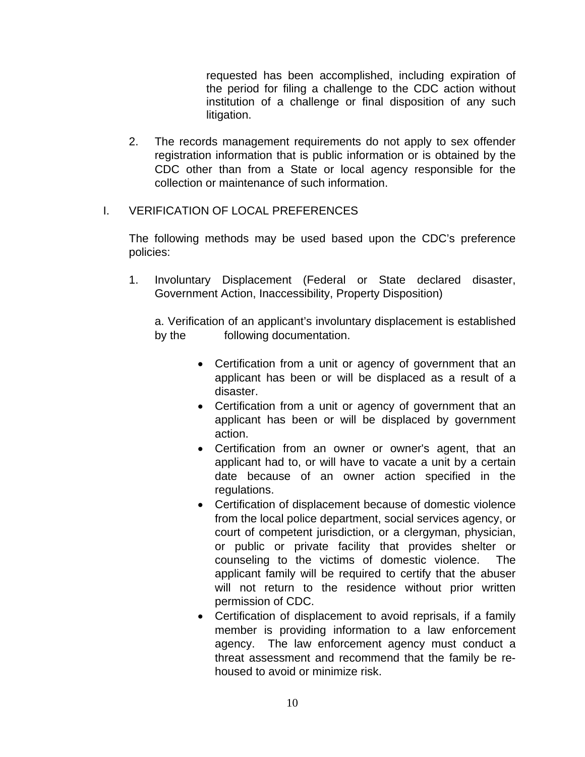requested has been accomplished, including expiration of the period for filing a challenge to the CDC action without institution of a challenge or final disposition of any such litigation.

2. The records management requirements do not apply to sex offender registration information that is public information or is obtained by the CDC other than from a State or local agency responsible for the collection or maintenance of such information.

## I. VERIFICATION OF LOCAL PREFERENCES

The following methods may be used based upon the CDC's preference policies:

1. Involuntary Displacement (Federal or State declared disaster, Government Action, Inaccessibility, Property Disposition)

   a. Verification of an applicant's involuntary displacement is established by the following documentation.

   - Certification from a unit or agency of government that an applicant has been or will be displaced as a result of a disaster.
   - Certification from a unit or agency of government that an applicant has been or will be displaced by government action.
   - Certification from an owner or owner's agent, that an applicant had to, or will have to vacate a unit by a certain date because of an owner action specified in the regulations.
   - Certification of displacement because of domestic violence from the local police department, social services agency, or court of competent jurisdiction, or a clergyman, physician, or public or private facility that provides shelter or counseling to the victims of domestic violence. The applicant family will be required to certify that the abuser will not return to the residence without prior written permission of CDC.
   - Certification of displacement to avoid reprisals, if a family member is providing information to a law enforcement agency. The law enforcement agency must conduct a threat assessment and recommend that the family be re-housed to avoid or minimize risk.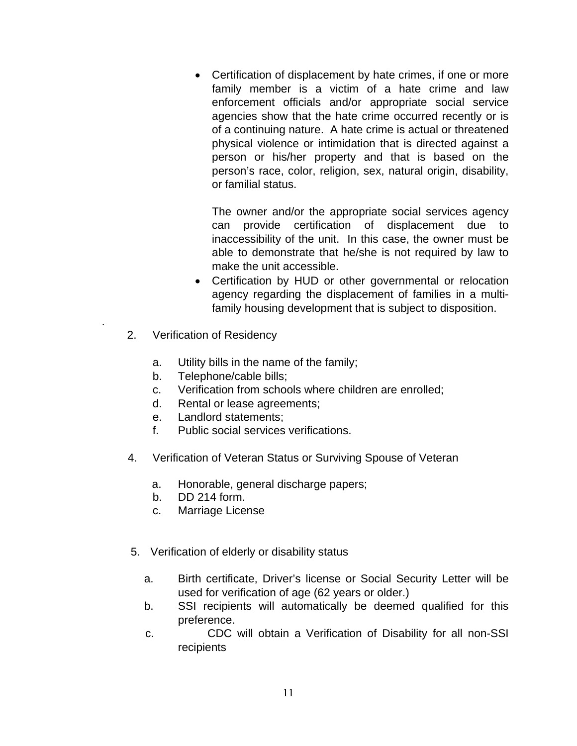- Certification of displacement by hate crimes, if one or more family member is a victim of a hate crime and law enforcement officials and/or appropriate social service agencies show that the hate crime occurred recently or is of a continuing nature. A hate crime is actual or threatened physical violence or intimidation that is directed against a person or his/her property and that is based on the person's race, color, religion, sex, natural origin, disability, or familial status.

  The owner and/or the appropriate social services agency can provide certification of displacement due to inaccessibility of the unit. In this case, the owner must be able to demonstrate that he/she is not required by law to make the unit accessible.
- Certification by HUD or other governmental or relocation agency regarding the displacement of families in a multi-family housing development that is subject to disposition.

.

2. Verification of Residency

   a. Utility bills in the name of the family;
   b. Telephone/cable bills;
   c. Verification from schools where children are enrolled;
   d. Rental or lease agreements;
   e. Landlord statements;
   f. Public social services verifications.

4. Verification of Veteran Status or Surviving Spouse of Veteran

   a. Honorable, general discharge papers;
   b. DD 214 form.
   c. Marriage License

5. Verification of elderly or disability status

   a. Birth certificate, Driver's license or Social Security Letter will be used for verification of age (62 years or older.)
   b. SSI recipients will automatically be deemed qualified for this preference.
   c. CDC will obtain a Verification of Disability for all non-SSI recipients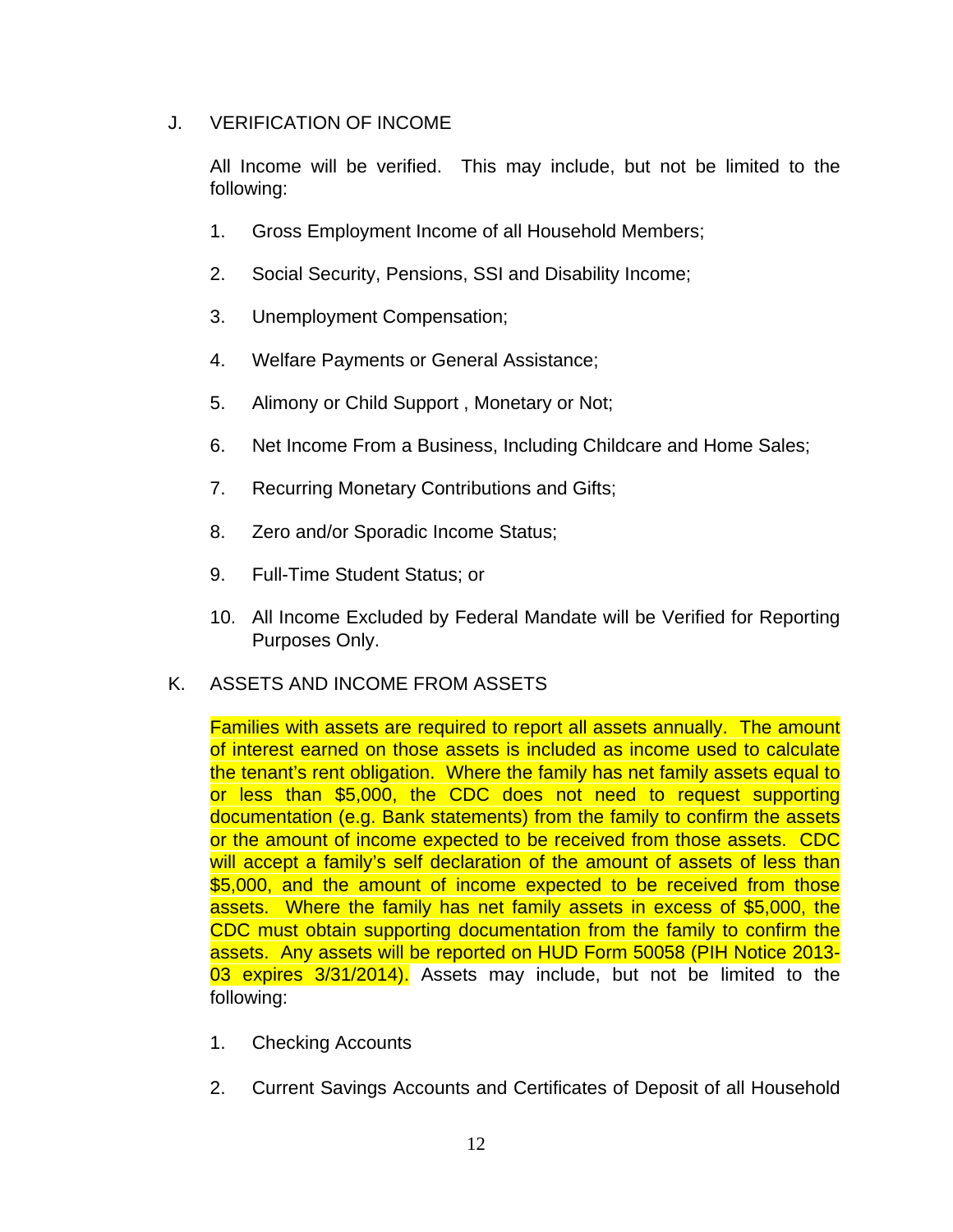## J. VERIFICATION OF INCOME

All Income will be verified. This may include, but not be limited to the following:

1. Gross Employment Income of all Household Members;
2. Social Security, Pensions, SSI and Disability Income;
3. Unemployment Compensation;
4. Welfare Payments or General Assistance;
5. Alimony or Child Support , Monetary or Not;
6. Net Income From a Business, Including Childcare and Home Sales;
7. Recurring Monetary Contributions and Gifts;
8. Zero and/or Sporadic Income Status;
9. Full-Time Student Status; or
10. All Income Excluded by Federal Mandate will be Verified for Reporting Purposes Only.

## K. ASSETS AND INCOME FROM ASSETS

Families with assets are required to report all assets annually. The amount of interest earned on those assets is included as income used to calculate the tenant's rent obligation. Where the family has net family assets equal to or less than $5,000, the CDC does not need to request supporting documentation (e.g. Bank statements) from the family to confirm the assets or the amount of income expected to be received from those assets. CDC will accept a family's self declaration of the amount of assets of less than $5,000, and the amount of income expected to be received from those assets. Where the family has net family assets in excess of $5,000, the CDC must obtain supporting documentation from the family to confirm the assets. Any assets will be reported on HUD Form 50058 (PIH Notice 2013-03 expires 3/31/2014). Assets may include, but not be limited to the following:

1. Checking Accounts
2. Current Savings Accounts and Certificates of Deposit of all Household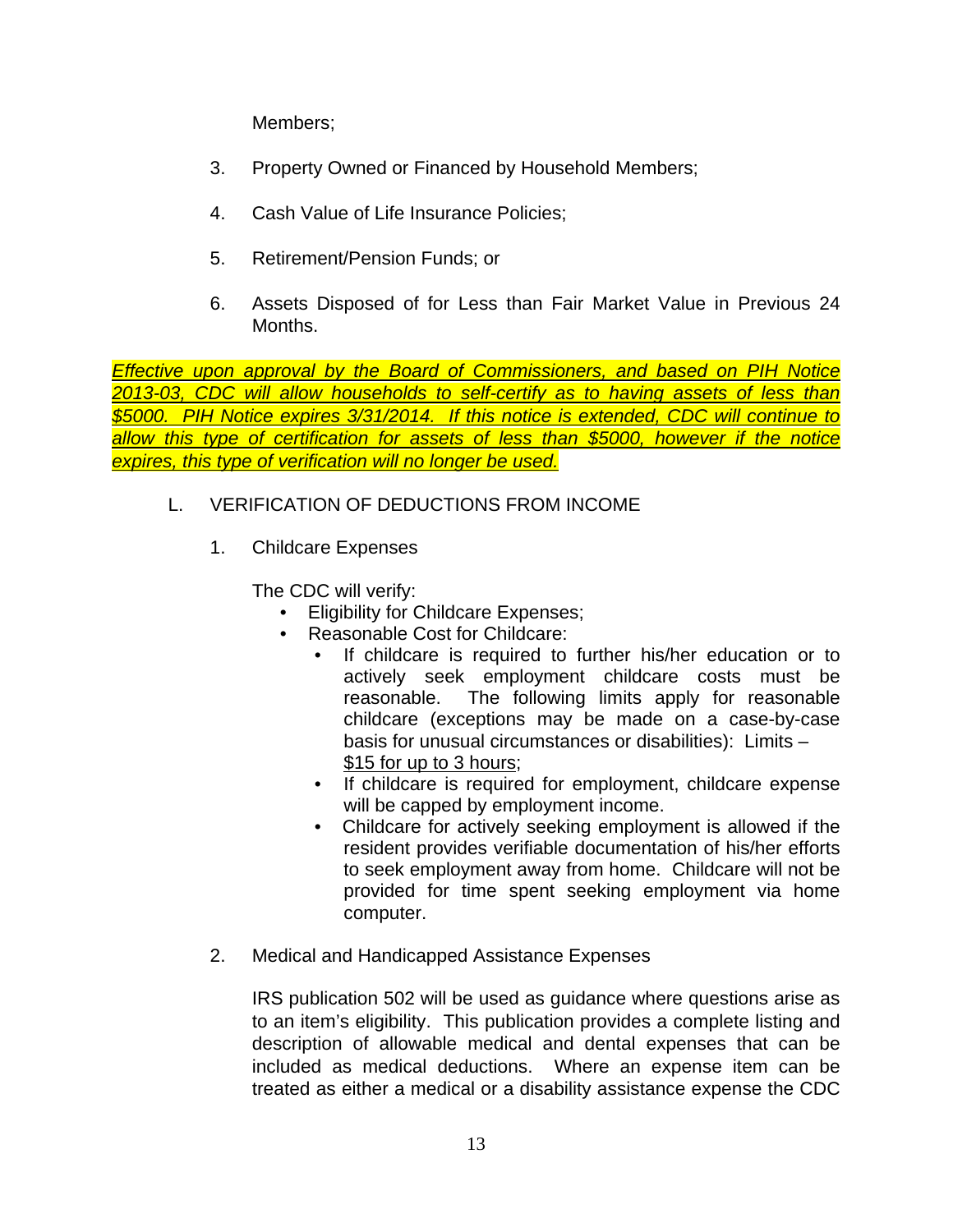Members;

3. Property Owned or Financed by Household Members;

4. Cash Value of Life Insurance Policies;

5. Retirement/Pension Funds; or

6. Assets Disposed of for Less than Fair Market Value in Previous 24 Months.

*Effective upon approval by the Board of Commissioners, and based on PIH Notice 2013-03, CDC will allow households to self-certify as to having assets of less than $5000. PIH Notice expires 3/31/2014. If this notice is extended, CDC will continue to allow this type of certification for assets of less than $5000, however if the notice expires, this type of verification will no longer be used.*

L. VERIFICATION OF DEDUCTIONS FROM INCOME

1. Childcare Expenses

   The CDC will verify:

   - Eligibility for Childcare Expenses;
   - Reasonable Cost for Childcare:
     - If childcare is required to further his/her education or to actively seek employment childcare costs must be reasonable. The following limits apply for reasonable childcare (exceptions may be made on a case-by-case basis for unusual circumstances or disabilities): Limits – $15 for up to 3 hours;
     - If childcare is required for employment, childcare expense will be capped by employment income.
     - Childcare for actively seeking employment is allowed if the resident provides verifiable documentation of his/her efforts to seek employment away from home. Childcare will not be provided for time spent seeking employment via home computer.

2. Medical and Handicapped Assistance Expenses

   IRS publication 502 will be used as guidance where questions arise as to an item's eligibility. This publication provides a complete listing and description of allowable medical and dental expenses that can be included as medical deductions. Where an expense item can be treated as either a medical or a disability assistance expense the CDC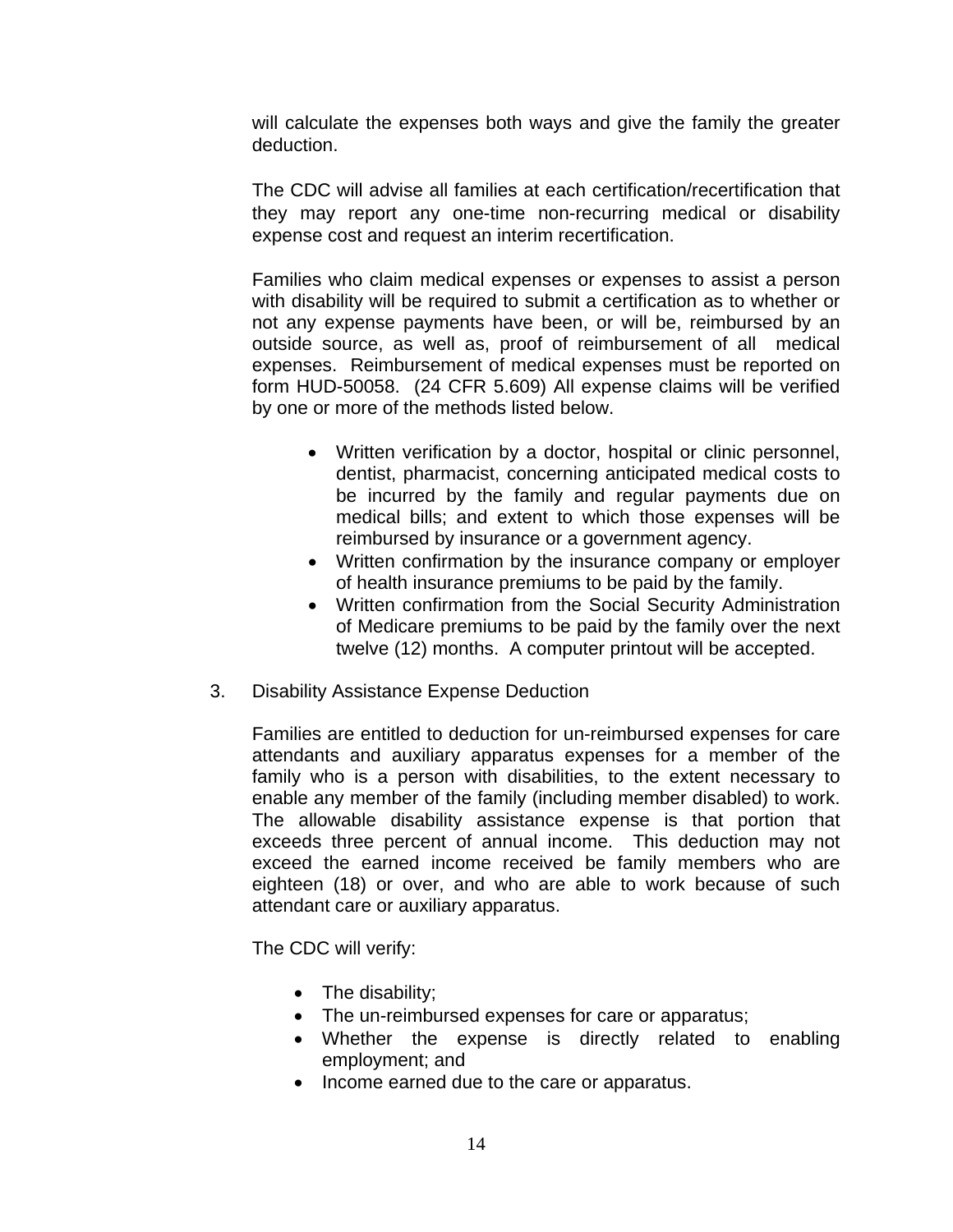will calculate the expenses both ways and give the family the greater deduction.

The CDC will advise all families at each certification/recertification that they may report any one-time non-recurring medical or disability expense cost and request an interim recertification.

Families who claim medical expenses or expenses to assist a person with disability will be required to submit a certification as to whether or not any expense payments have been, or will be, reimbursed by an outside source, as well as, proof of reimbursement of all medical expenses. Reimbursement of medical expenses must be reported on form HUD-50058. (24 CFR 5.609) All expense claims will be verified by one or more of the methods listed below.

- Written verification by a doctor, hospital or clinic personnel, dentist, pharmacist, concerning anticipated medical costs to be incurred by the family and regular payments due on medical bills; and extent to which those expenses will be reimbursed by insurance or a government agency.
- Written confirmation by the insurance company or employer of health insurance premiums to be paid by the family.
- Written confirmation from the Social Security Administration of Medicare premiums to be paid by the family over the next twelve (12) months. A computer printout will be accepted.

3. Disability Assistance Expense Deduction

Families are entitled to deduction for un-reimbursed expenses for care attendants and auxiliary apparatus expenses for a member of the family who is a person with disabilities, to the extent necessary to enable any member of the family (including member disabled) to work. The allowable disability assistance expense is that portion that exceeds three percent of annual income. This deduction may not exceed the earned income received be family members who are eighteen (18) or over, and who are able to work because of such attendant care or auxiliary apparatus.

The CDC will verify:

- The disability;
- The un-reimbursed expenses for care or apparatus;
- Whether the expense is directly related to enabling employment; and
- Income earned due to the care or apparatus.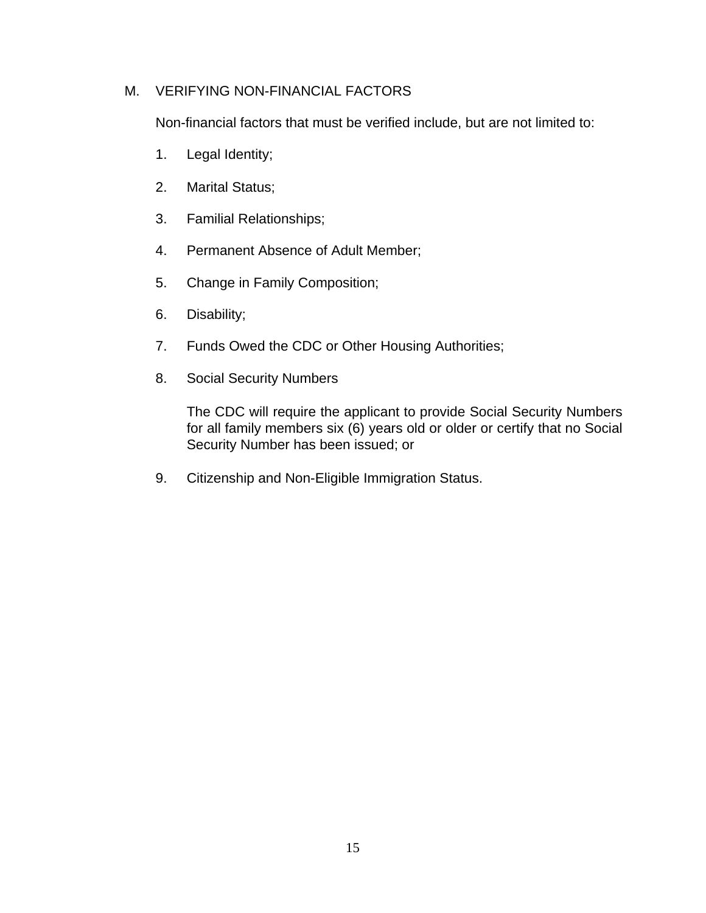## M. VERIFYING NON-FINANCIAL FACTORS

Non-financial factors that must be verified include, but are not limited to:

1. Legal Identity;

2. Marital Status;

3. Familial Relationships;

4. Permanent Absence of Adult Member;

5. Change in Family Composition;

6. Disability;

7. Funds Owed the CDC or Other Housing Authorities;

8. Social Security Numbers

   The CDC will require the applicant to provide Social Security Numbers for all family members six (6) years old or older or certify that no Social Security Number has been issued; or

9. Citizenship and Non-Eligible Immigration Status.